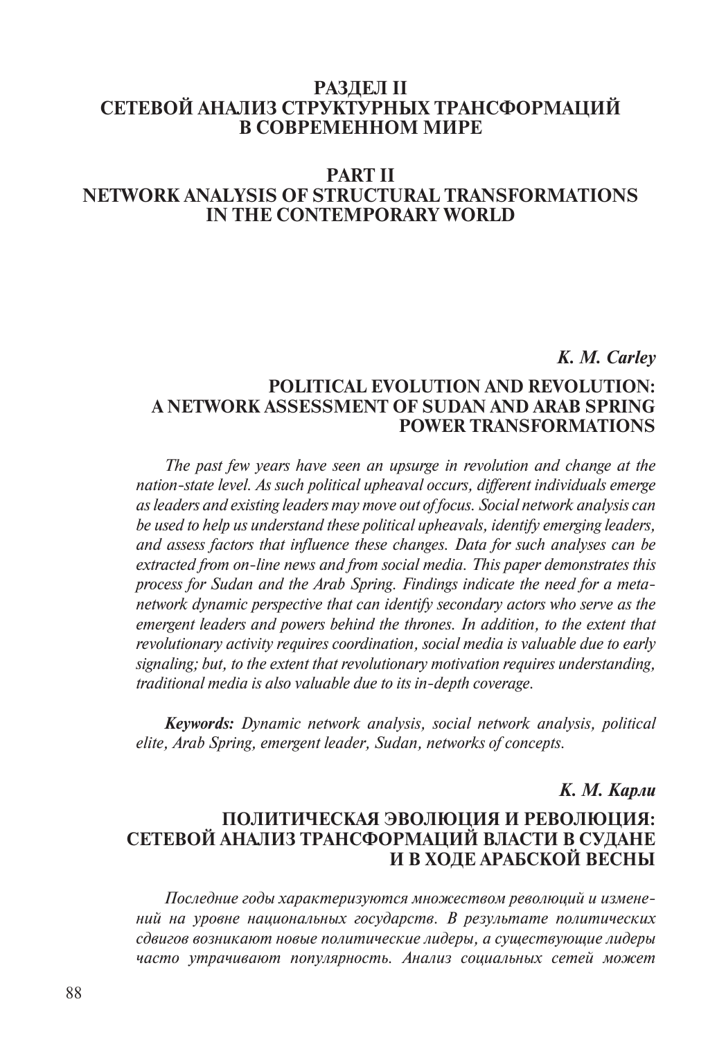# РАЗДЕЛ II
# СЕТЕВОЙ АНАЛИЗ СТРУКТУРНЫХ ТРАНСФОРМАЦИЙ В СОВРЕМЕННОМ МИРЕ

# PART II
# NETWORK ANALYSIS OF STRUCTURAL TRANSFORMATIONS IN THE CONTEMPORARY WORLD

***K. M. Carley***

## POLITICAL EVOLUTION AND REVOLUTION: A NETWORK ASSESSMENT OF SUDAN AND ARAB SPRING POWER TRANSFORMATIONS

*The past few years have seen an upsurge in revolution and change at the nation-state level. As such political upheaval occurs, different individuals emerge as leaders and existing leaders may move out of focus. Social network analysis can be used to help us understand these political upheavals, identify emerging leaders, and assess factors that influence these changes. Data for such analyses can be extracted from on-line news and from social media. This paper demonstrates this process for Sudan and the Arab Spring. Findings indicate the need for a meta-network dynamic perspective that can identify secondary actors who serve as the emergent leaders and powers behind the thrones. In addition, to the extent that revolutionary activity requires coordination, social media is valuable due to early signaling; but, to the extent that revolutionary motivation requires understanding, traditional media is also valuable due to its in-depth coverage.*

***Keywords:*** *Dynamic network analysis, social network analysis, political elite, Arab Spring, emergent leader, Sudan, networks of concepts.*

***К. М. Карли***

## ПОЛИТИЧЕСКАЯ ЭВОЛЮЦИЯ И РЕВОЛЮЦИЯ: СЕТЕВОЙ АНАЛИЗ ТРАНСФОРМАЦИЙ ВЛАСТИ В СУДАНЕ И В ХОДЕ АРАБСКОЙ ВЕСНЫ

*Последние годы характеризуются множеством революций и изменений на уровне национальных государств. В результате политических сдвигов возникают новые политические лидеры, а существующие лидеры часто утрачивают популярность. Анализ социальных сетей может*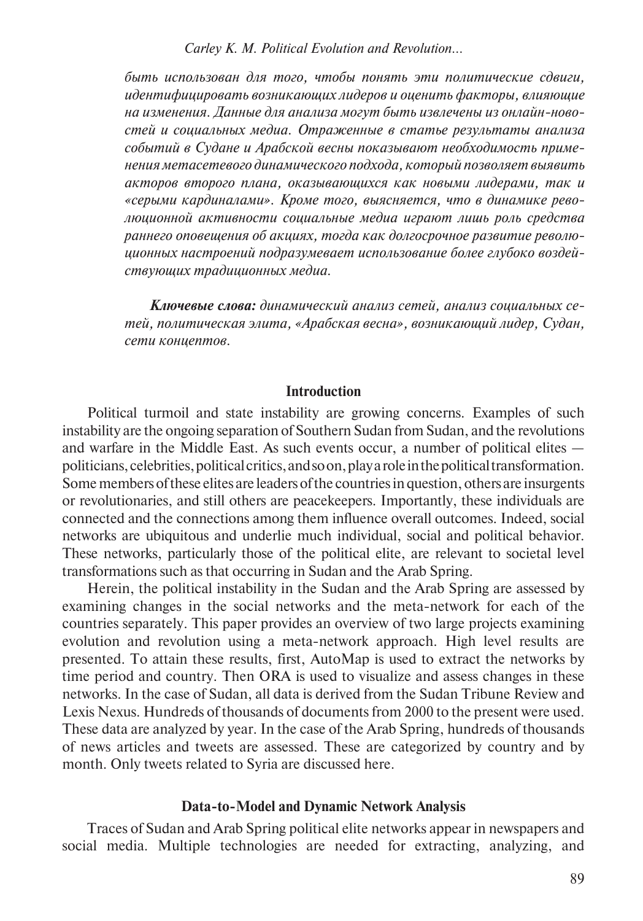*быть использован для того, чтобы понять эти политические сдвиги, идентифицировать возникающих лидеров и оценить факторы, влияющие на изменения. Данные для анализа могут быть извлечены из онлайн-новостей и социальных медиа. Отраженные в статье результаты анализа событий в Судане и Арабской весны показывают необходимость применения метасетевого динамического подхода, который позволяет выявить акторов второго плана, оказывающихся как новыми лидерами, так и «серыми кардиналами». Кроме того, выясняется, что в динамике революционной активности социальные медиа играют лишь роль средства раннего оповещения об акциях, тогда как долгосрочное развитие революционных настроений подразумевает использование более глубоко воздействующих традиционных медиа.*

***Ключевые слова:*** *динамический анализ сетей, анализ социальных сетей, политическая элита, «Арабская весна», возникающий лидер, Судан, сети концептов.*

## Introduction

Political turmoil and state instability are growing concerns. Examples of such instability are the ongoing separation of Southern Sudan from Sudan, and the revolutions and warfare in the Middle East. As such events occur, a number of political elites — politicians, celebrities, political critics, and so on, play a role in the political transformation. Some members of these elites are leaders of the countries in question, others are insurgents or revolutionaries, and still others are peacekeepers. Importantly, these individuals are connected and the connections among them influence overall outcomes. Indeed, social networks are ubiquitous and underlie much individual, social and political behavior. These networks, particularly those of the political elite, are relevant to societal level transformations such as that occurring in Sudan and the Arab Spring.

Herein, the political instability in the Sudan and the Arab Spring are assessed by examining changes in the social networks and the meta-network for each of the countries separately. This paper provides an overview of two large projects examining evolution and revolution using a meta-network approach. High level results are presented. To attain these results, first, AutoMap is used to extract the networks by time period and country. Then ORA is used to visualize and assess changes in these networks. In the case of Sudan, all data is derived from the Sudan Tribune Review and Lexis Nexus. Hundreds of thousands of documents from 2000 to the present were used. These data are analyzed by year. In the case of the Arab Spring, hundreds of thousands of news articles and tweets are assessed. These are categorized by country and by month. Only tweets related to Syria are discussed here.

## Data-to-Model and Dynamic Network Analysis

Traces of Sudan and Arab Spring political elite networks appear in newspapers and social media. Multiple technologies are needed for extracting, analyzing, and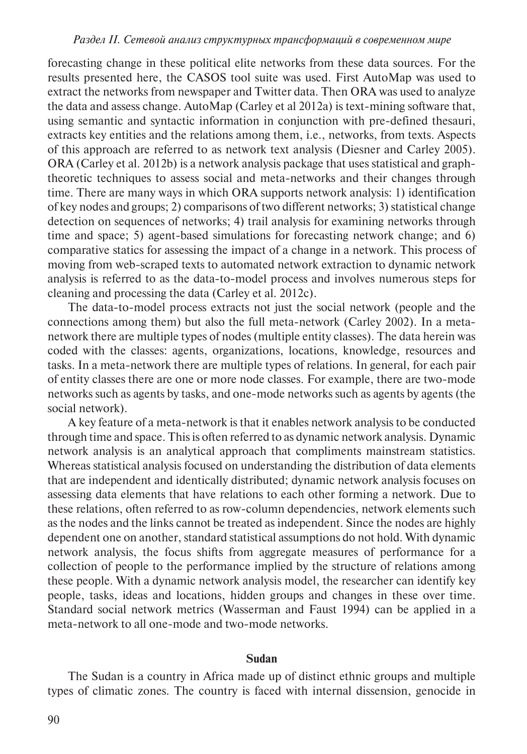forecasting change in these political elite networks from these data sources. For the results presented here, the CASOS tool suite was used. First AutoMap was used to extract the networks from newspaper and Twitter data. Then ORA was used to analyze the data and assess change. AutoMap (Carley et al 2012a) is text-mining software that, using semantic and syntactic information in conjunction with pre-defined thesauri, extracts key entities and the relations among them, i.e., networks, from texts. Aspects of this approach are referred to as network text analysis (Diesner and Carley 2005). ORA (Carley et al. 2012b) is a network analysis package that uses statistical and graph-theoretic techniques to assess social and meta-networks and their changes through time. There are many ways in which ORA supports network analysis: 1) identification of key nodes and groups; 2) comparisons of two different networks; 3) statistical change detection on sequences of networks; 4) trail analysis for examining networks through time and space; 5) agent-based simulations for forecasting network change; and 6) comparative statics for assessing the impact of a change in a network. This process of moving from web-scraped texts to automated network extraction to dynamic network analysis is referred to as the data-to-model process and involves numerous steps for cleaning and processing the data (Carley et al. 2012c).

The data-to-model process extracts not just the social network (people and the connections among them) but also the full meta-network (Carley 2002). In a meta-network there are multiple types of nodes (multiple entity classes). The data herein was coded with the classes: agents, organizations, locations, knowledge, resources and tasks. In a meta-network there are multiple types of relations. In general, for each pair of entity classes there are one or more node classes. For example, there are two-mode networks such as agents by tasks, and one-mode networks such as agents by agents (the social network).

A key feature of a meta-network is that it enables network analysis to be conducted through time and space. This is often referred to as dynamic network analysis. Dynamic network analysis is an analytical approach that compliments mainstream statistics. Whereas statistical analysis focused on understanding the distribution of data elements that are independent and identically distributed; dynamic network analysis focuses on assessing data elements that have relations to each other forming a network. Due to these relations, often referred to as row-column dependencies, network elements such as the nodes and the links cannot be treated as independent. Since the nodes are highly dependent one on another, standard statistical assumptions do not hold. With dynamic network analysis, the focus shifts from aggregate measures of performance for a collection of people to the performance implied by the structure of relations among these people. With a dynamic network analysis model, the researcher can identify key people, tasks, ideas and locations, hidden groups and changes in these over time. Standard social network metrics (Wasserman and Faust 1994) can be applied in a meta-network to all one-mode and two-mode networks.

## Sudan

The Sudan is a country in Africa made up of distinct ethnic groups and multiple types of climatic zones. The country is faced with internal dissension, genocide in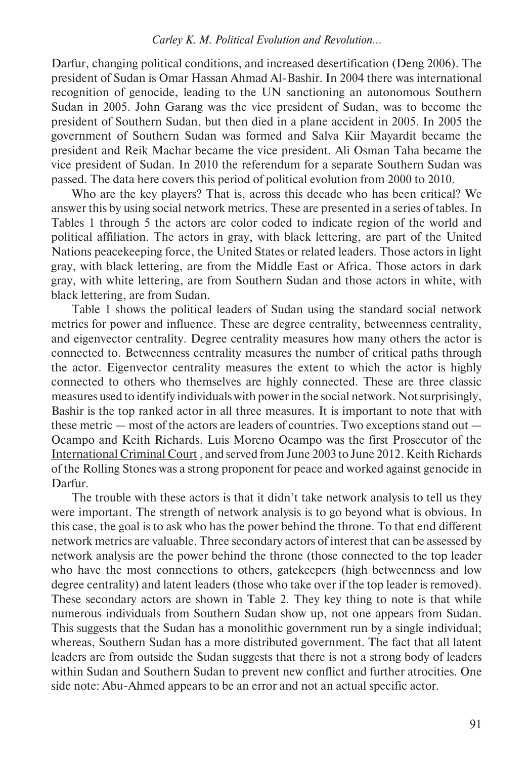Darfur, changing political conditions, and increased desertification (Deng 2006). The president of Sudan is Omar Hassan Ahmad Al-Bashir. In 2004 there was international recognition of genocide, leading to the UN sanctioning an autonomous Southern Sudan in 2005. John Garang was the vice president of Sudan, was to become the president of Southern Sudan, but then died in a plane accident in 2005. In 2005 the government of Southern Sudan was formed and Salva Kiir Mayardit became the president and Reik Machar became the vice president. Ali Osman Taha became the vice president of Sudan. In 2010 the referendum for a separate Southern Sudan was passed. The data here covers this period of political evolution from 2000 to 2010.

Who are the key players? That is, across this decade who has been critical? We answer this by using social network metrics. These are presented in a series of tables. In Tables 1 through 5 the actors are color coded to indicate region of the world and political affiliation. The actors in gray, with black lettering, are part of the United Nations peacekeeping force, the United States or related leaders. Those actors in light gray, with black lettering, are from the Middle East or Africa. Those actors in dark gray, with white lettering, are from Southern Sudan and those actors in white, with black lettering, are from Sudan.

Table 1 shows the political leaders of Sudan using the standard social network metrics for power and influence. These are degree centrality, betweenness centrality, and eigenvector centrality. Degree centrality measures how many others the actor is connected to. Betweenness centrality measures the number of critical paths through the actor. Eigenvector centrality measures the extent to which the actor is highly connected to others who themselves are highly connected. These are three classic measures used to identify individuals with power in the social network. Not surprisingly, Bashir is the top ranked actor in all three measures. It is important to note that with these metric — most of the actors are leaders of countries. Two exceptions stand out — Ocampo and Keith Richards. Luis Moreno Ocampo was the first Prosecutor of the International Criminal Court , and served from June 2003 to June 2012. Keith Richards of the Rolling Stones was a strong proponent for peace and worked against genocide in Darfur.

The trouble with these actors is that it didn't take network analysis to tell us they were important. The strength of network analysis is to go beyond what is obvious. In this case, the goal is to ask who has the power behind the throne. To that end different network metrics are valuable. Three secondary actors of interest that can be assessed by network analysis are the power behind the throne (those connected to the top leader who have the most connections to others, gatekeepers (high betweenness and low degree centrality) and latent leaders (those who take over if the top leader is removed). These secondary actors are shown in Table 2. They key thing to note is that while numerous individuals from Southern Sudan show up, not one appears from Sudan. This suggests that the Sudan has a monolithic government run by a single individual; whereas, Southern Sudan has a more distributed government. The fact that all latent leaders are from outside the Sudan suggests that there is not a strong body of leaders within Sudan and Southern Sudan to prevent new conflict and further atrocities. One side note: Abu-Ahmed appears to be an error and not an actual specific actor.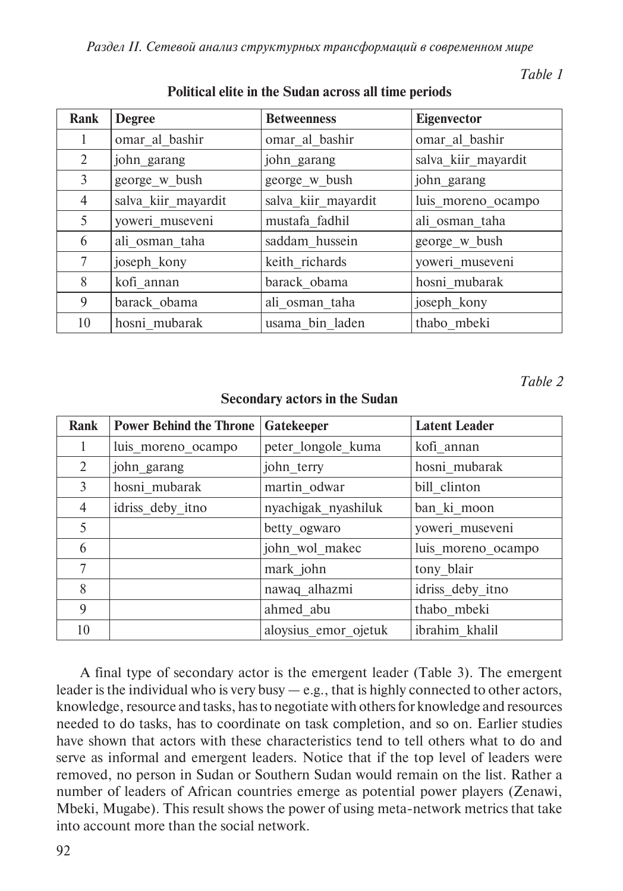*Table 1*

**Political elite in the Sudan across all time periods**

| Rank | Degree | Betweenness | Eigenvector |
|---|---|---|---|
| 1 | omar_al_bashir | omar_al_bashir | omar_al_bashir |
| 2 | john_garang | john_garang | salva_kiir_mayardit |
| 3 | george_w_bush | george_w_bush | john_garang |
| 4 | salva_kiir_mayardit | salva_kiir_mayardit | luis_moreno_ocampo |
| 5 | yoweri_museveni | mustafa_fadhil | ali_osman_taha |
| 6 | ali_osman_taha | saddam_hussein | george_w_bush |
| 7 | joseph_kony | keith_richards | yoweri_museveni |
| 8 | kofi_annan | barack_obama | hosni_mubarak |
| 9 | barack_obama | ali_osman_taha | joseph_kony |
| 10 | hosni_mubarak | usama_bin_laden | thabo_mbeki |

*Table 2*

**Secondary actors in the Sudan**

| Rank | Power Behind the Throne | Gatekeeper | Latent Leader |
|---|---|---|---|
| 1 | luis_moreno_ocampo | peter_longole_kuma | kofi_annan |
| 2 | john_garang | john_terry | hosni_mubarak |
| 3 | hosni_mubarak | martin_odwar | bill_clinton |
| 4 | idriss_deby_itno | nyachigak_nyashiluk | ban_ki_moon |
| 5 | | betty_ogwaro | yoweri_museveni |
| 6 | | john_wol_makec | luis_moreno_ocampo |
| 7 | | mark_john | tony_blair |
| 8 | | nawaq_alhazmi | idriss_deby_itno |
| 9 | | ahmed_abu | thabo_mbeki |
| 10 | | aloysius_emor_ojetuk | ibrahim_khalil |

A final type of secondary actor is the emergent leader (Table 3). The emergent leader is the individual who is very busy — e.g., that is highly connected to other actors, knowledge, resource and tasks, has to negotiate with others for knowledge and resources needed to do tasks, has to coordinate on task completion, and so on. Earlier studies have shown that actors with these characteristics tend to tell others what to do and serve as informal and emergent leaders. Notice that if the top level of leaders were removed, no person in Sudan or Southern Sudan would remain on the list. Rather a number of leaders of African countries emerge as potential power players (Zenawi, Mbeki, Mugabe). This result shows the power of using meta-network metrics that take into account more than the social network.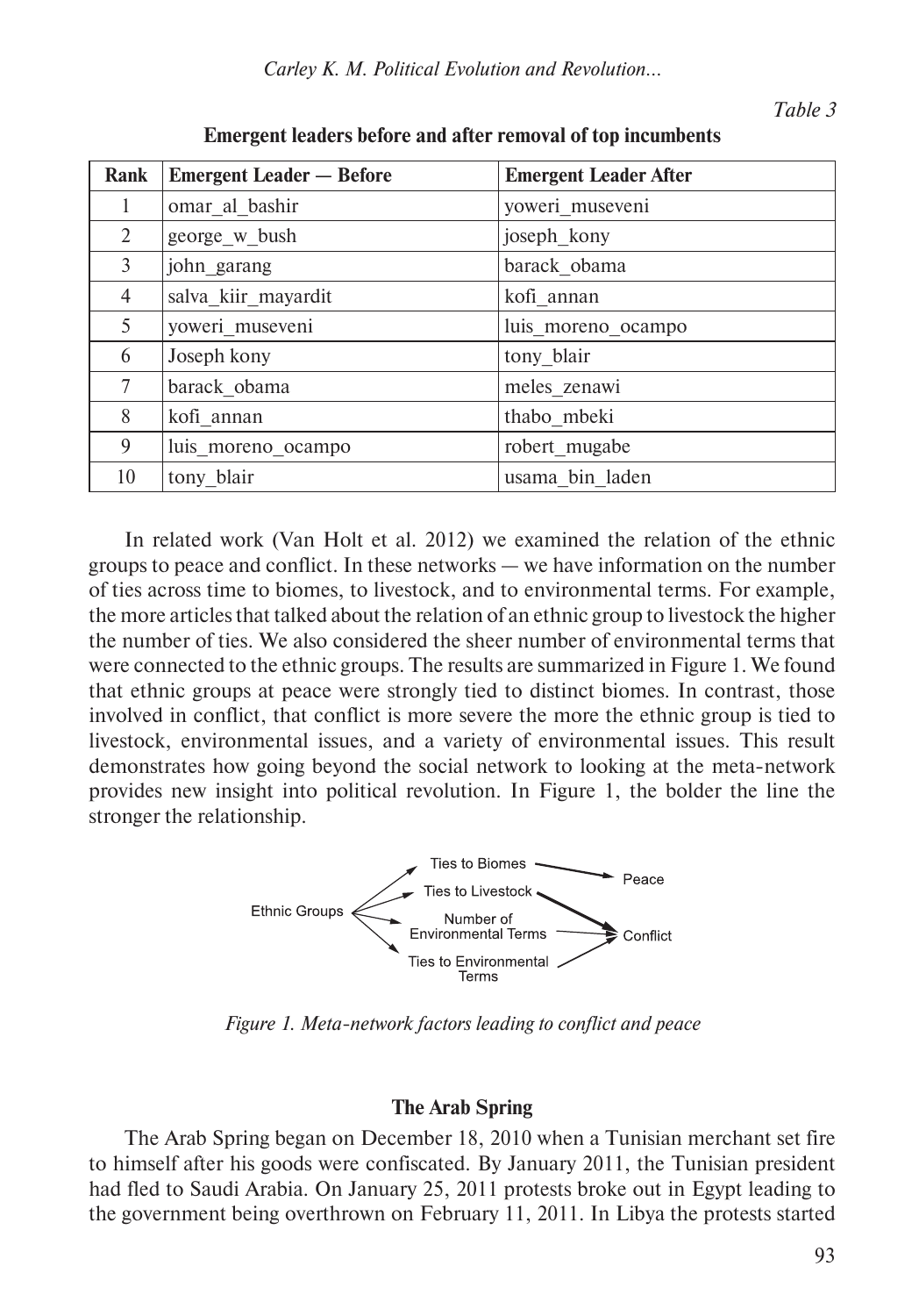*Table 3*

**Emergent leaders before and after removal of top incumbents**

| Rank | Emergent Leader — Before | Emergent Leader After |
|---|---|---|
| 1 | omar_al_bashir | yoweri_museveni |
| 2 | george_w_bush | joseph_kony |
| 3 | john_garang | barack_obama |
| 4 | salva_kiir_mayardit | kofi_annan |
| 5 | yoweri_museveni | luis_moreno_ocampo |
| 6 | Joseph kony | tony_blair |
| 7 | barack_obama | meles_zenawi |
| 8 | kofi_annan | thabo_mbeki |
| 9 | luis_moreno_ocampo | robert_mugabe |
| 10 | tony_blair | usama_bin_laden |

In related work (Van Holt et al. 2012) we examined the relation of the ethnic groups to peace and conflict. In these networks — we have information on the number of ties across time to biomes, to livestock, and to environmental terms. For example, the more articles that talked about the relation of an ethnic group to livestock the higher the number of ties. We also considered the sheer number of environmental terms that were connected to the ethnic groups. The results are summarized in Figure 1. We found that ethnic groups at peace were strongly tied to distinct biomes. In contrast, those involved in conflict, that conflict is more severe the more the ethnic group is tied to livestock, environmental issues, and a variety of environmental issues. This result demonstrates how going beyond the social network to looking at the meta-network provides new insight into political revolution. In Figure 1, the bolder the line the stronger the relationship.

*Figure 1. Meta-network factors leading to conflict and peace*

## The Arab Spring

The Arab Spring began on December 18, 2010 when a Tunisian merchant set fire to himself after his goods were confiscated. By January 2011, the Tunisian president had fled to Saudi Arabia. On January 25, 2011 protests broke out in Egypt leading to the government being overthrown on February 11, 2011. In Libya the protests started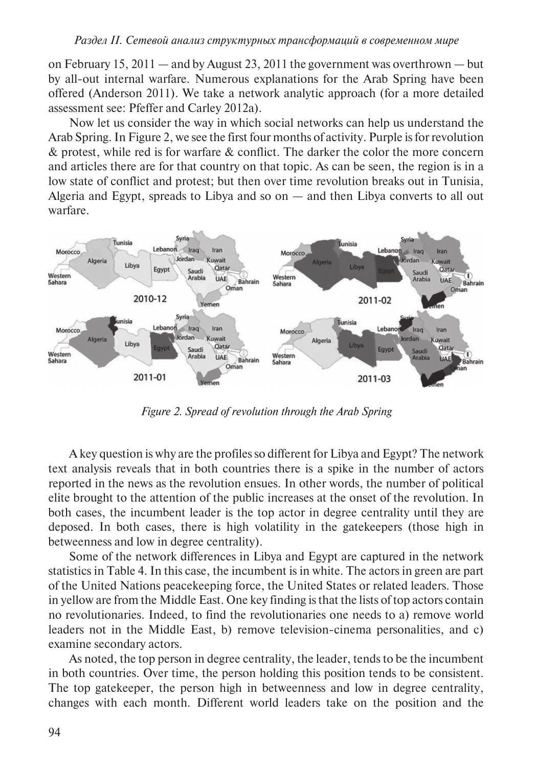on February 15, 2011 — and by August 23, 2011 the government was overthrown — but by all-out internal warfare. Numerous explanations for the Arab Spring have been offered (Anderson 2011). We take a network analytic approach (for a more detailed assessment see: Pfeffer and Carley 2012a).

Now let us consider the way in which social networks can help us understand the Arab Spring. In Figure 2, we see the first four months of activity. Purple is for revolution & protest, while red is for warfare & conflict. The darker the color the more concern and articles there are for that country on that topic. As can be seen, the region is in a low state of conflict and protest; but then over time revolution breaks out in Tunisia, Algeria and Egypt, spreads to Libya and so on — and then Libya converts to all out warfare.

*Figure 2. Spread of revolution through the Arab Spring*

A key question is why are the profiles so different for Libya and Egypt? The network text analysis reveals that in both countries there is a spike in the number of actors reported in the news as the revolution ensues. In other words, the number of political elite brought to the attention of the public increases at the onset of the revolution. In both cases, the incumbent leader is the top actor in degree centrality until they are deposed. In both cases, there is high volatility in the gatekeepers (those high in betweenness and low in degree centrality).

Some of the network differences in Libya and Egypt are captured in the network statistics in Table 4. In this case, the incumbent is in white. The actors in green are part of the United Nations peacekeeping force, the United States or related leaders. Those in yellow are from the Middle East. One key finding is that the lists of top actors contain no revolutionaries. Indeed, to find the revolutionaries one needs to a) remove world leaders not in the Middle East, b) remove television-cinema personalities, and c) examine secondary actors.

As noted, the top person in degree centrality, the leader, tends to be the incumbent in both countries. Over time, the person holding this position tends to be consistent. The top gatekeeper, the person high in betweenness and low in degree centrality, changes with each month. Different world leaders take on the position and the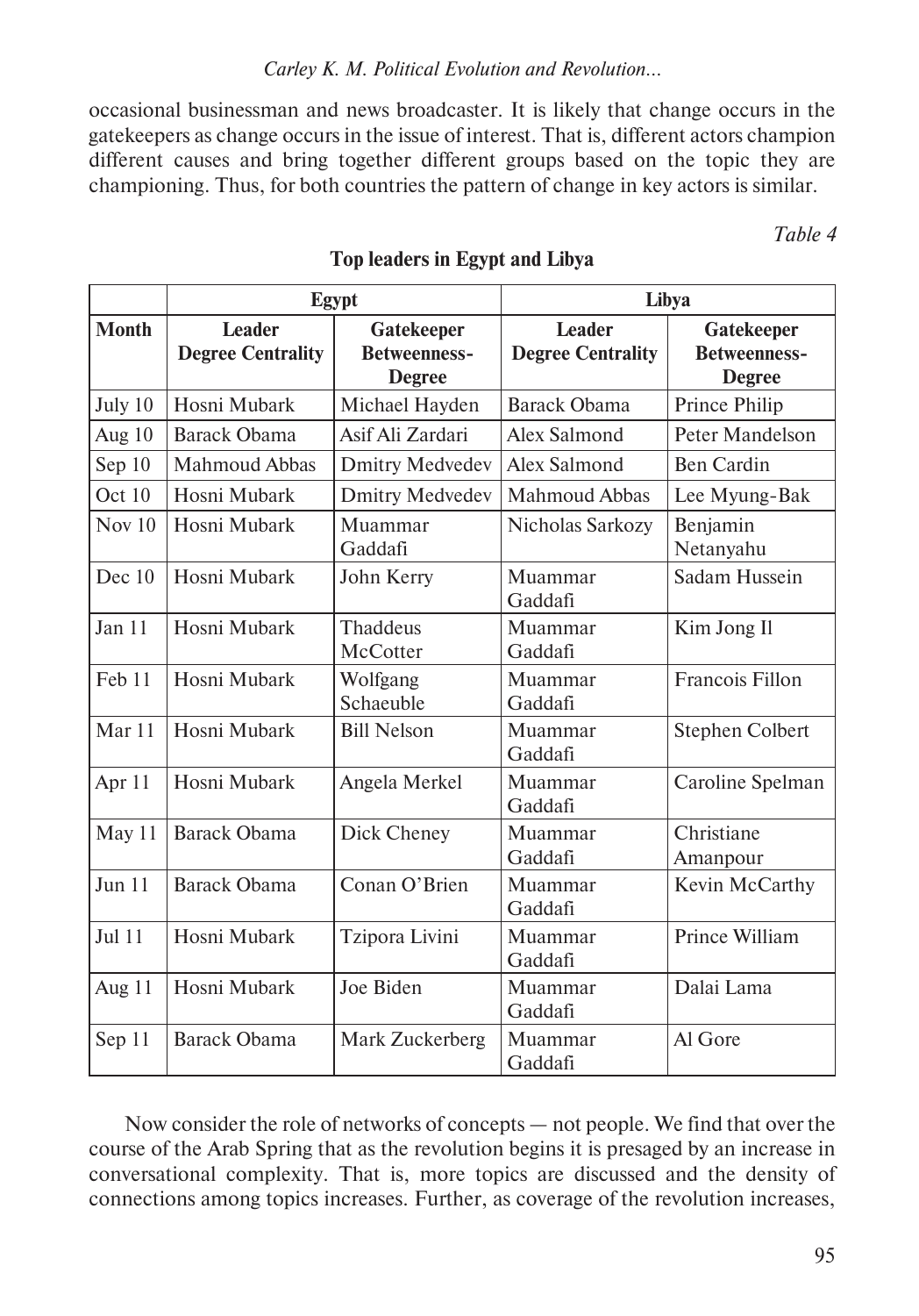occasional businessman and news broadcaster. It is likely that change occurs in the gatekeepers as change occurs in the issue of interest. That is, different actors champion different causes and bring together different groups based on the topic they are championing. Thus, for both countries the pattern of change in key actors is similar.

*Table 4*

**Top leaders in Egypt and Libya**

| | Egypt | | Libya | |
|---|---|---|---|---|
| **Month** | **Leader Degree Centrality** | **Gatekeeper Betweenness-Degree** | **Leader Degree Centrality** | **Gatekeeper Betweenness-Degree** |
| July 10 | Hosni Mubark | Michael Hayden | Barack Obama | Prince Philip |
| Aug 10 | Barack Obama | Asif Ali Zardari | Alex Salmond | Peter Mandelson |
| Sep 10 | Mahmoud Abbas | Dmitry Medvedev | Alex Salmond | Ben Cardin |
| Oct 10 | Hosni Mubark | Dmitry Medvedev | Mahmoud Abbas | Lee Myung-Bak |
| Nov 10 | Hosni Mubark | Muammar Gaddafi | Nicholas Sarkozy | Benjamin Netanyahu |
| Dec 10 | Hosni Mubark | John Kerry | Muammar Gaddafi | Sadam Hussein |
| Jan 11 | Hosni Mubark | Thaddeus McCotter | Muammar Gaddafi | Kim Jong Il |
| Feb 11 | Hosni Mubark | Wolfgang Schaeuble | Muammar Gaddafi | Francois Fillon |
| Mar 11 | Hosni Mubark | Bill Nelson | Muammar Gaddafi | Stephen Colbert |
| Apr 11 | Hosni Mubark | Angela Merkel | Muammar Gaddafi | Caroline Spelman |
| May 11 | Barack Obama | Dick Cheney | Muammar Gaddafi | Christiane Amanpour |
| Jun 11 | Barack Obama | Conan O'Brien | Muammar Gaddafi | Kevin McCarthy |
| Jul 11 | Hosni Mubark | Tzipora Livini | Muammar Gaddafi | Prince William |
| Aug 11 | Hosni Mubark | Joe Biden | Muammar Gaddafi | Dalai Lama |
| Sep 11 | Barack Obama | Mark Zuckerberg | Muammar Gaddafi | Al Gore |

Now consider the role of networks of concepts — not people. We find that over the course of the Arab Spring that as the revolution begins it is presaged by an increase in conversational complexity. That is, more topics are discussed and the density of connections among topics increases. Further, as coverage of the revolution increases,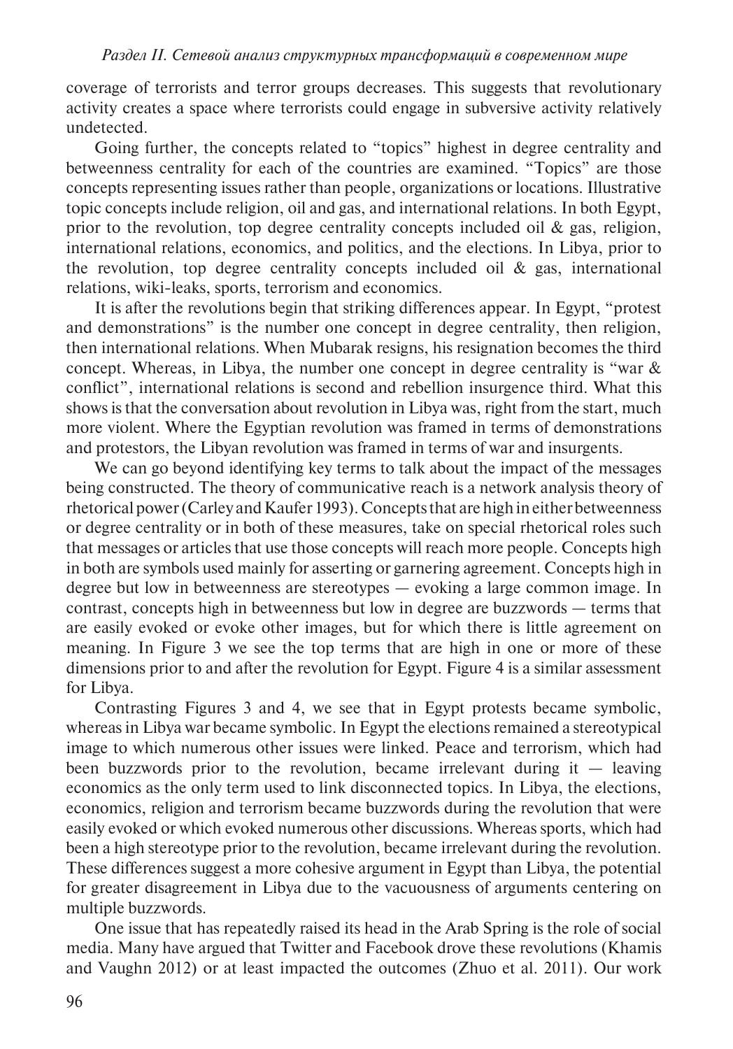coverage of terrorists and terror groups decreases. This suggests that revolutionary activity creates a space where terrorists could engage in subversive activity relatively undetected.

Going further, the concepts related to "topics" highest in degree centrality and betweenness centrality for each of the countries are examined. "Topics" are those concepts representing issues rather than people, organizations or locations. Illustrative topic concepts include religion, oil and gas, and international relations. In both Egypt, prior to the revolution, top degree centrality concepts included oil & gas, religion, international relations, economics, and politics, and the elections. In Libya, prior to the revolution, top degree centrality concepts included oil & gas, international relations, wiki-leaks, sports, terrorism and economics.

It is after the revolutions begin that striking differences appear. In Egypt, "protest and demonstrations" is the number one concept in degree centrality, then religion, then international relations. When Mubarak resigns, his resignation becomes the third concept. Whereas, in Libya, the number one concept in degree centrality is "war & conflict", international relations is second and rebellion insurgence third. What this shows is that the conversation about revolution in Libya was, right from the start, much more violent. Where the Egyptian revolution was framed in terms of demonstrations and protestors, the Libyan revolution was framed in terms of war and insurgents.

We can go beyond identifying key terms to talk about the impact of the messages being constructed. The theory of communicative reach is a network analysis theory of rhetorical power (Carley and Kaufer 1993). Concepts that are high in either betweenness or degree centrality or in both of these measures, take on special rhetorical roles such that messages or articles that use those concepts will reach more people. Concepts high in both are symbols used mainly for asserting or garnering agreement. Concepts high in degree but low in betweenness are stereotypes — evoking a large common image. In contrast, concepts high in betweenness but low in degree are buzzwords — terms that are easily evoked or evoke other images, but for which there is little agreement on meaning. In Figure 3 we see the top terms that are high in one or more of these dimensions prior to and after the revolution for Egypt. Figure 4 is a similar assessment for Libya.

Contrasting Figures 3 and 4, we see that in Egypt protests became symbolic, whereas in Libya war became symbolic. In Egypt the elections remained a stereotypical image to which numerous other issues were linked. Peace and terrorism, which had been buzzwords prior to the revolution, became irrelevant during it — leaving economics as the only term used to link disconnected topics. In Libya, the elections, economics, religion and terrorism became buzzwords during the revolution that were easily evoked or which evoked numerous other discussions. Whereas sports, which had been a high stereotype prior to the revolution, became irrelevant during the revolution. These differences suggest a more cohesive argument in Egypt than Libya, the potential for greater disagreement in Libya due to the vacuousness of arguments centering on multiple buzzwords.

One issue that has repeatedly raised its head in the Arab Spring is the role of social media. Many have argued that Twitter and Facebook drove these revolutions (Khamis and Vaughn 2012) or at least impacted the outcomes (Zhuo et al. 2011). Our work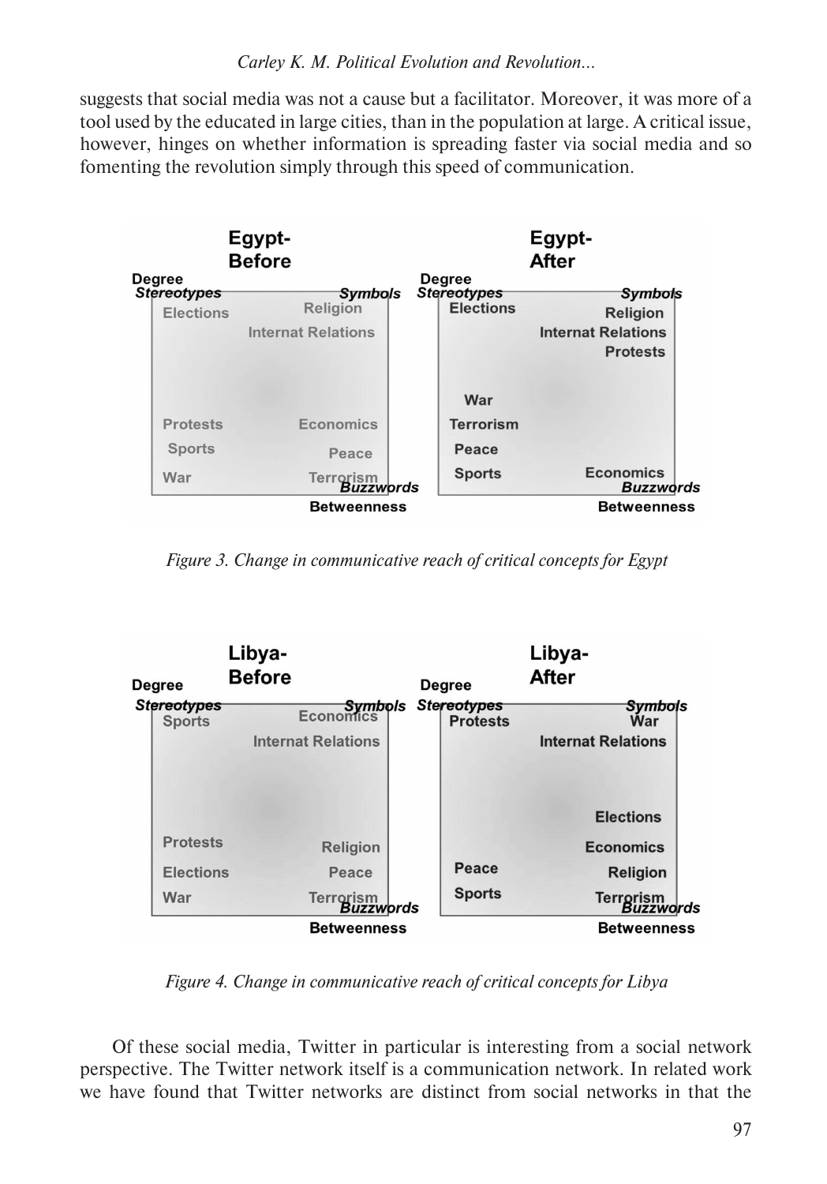suggests that social media was not a cause but a facilitator. Moreover, it was more of a tool used by the educated in large cities, than in the population at large. A critical issue, however, hinges on whether information is spreading faster via social media and so fomenting the revolution simply through this speed of communication.

*Figure 3. Change in communicative reach of critical concepts for Egypt*

*Figure 4. Change in communicative reach of critical concepts for Libya*

Of these social media, Twitter in particular is interesting from a social network perspective. The Twitter network itself is a communication network. In related work we have found that Twitter networks are distinct from social networks in that the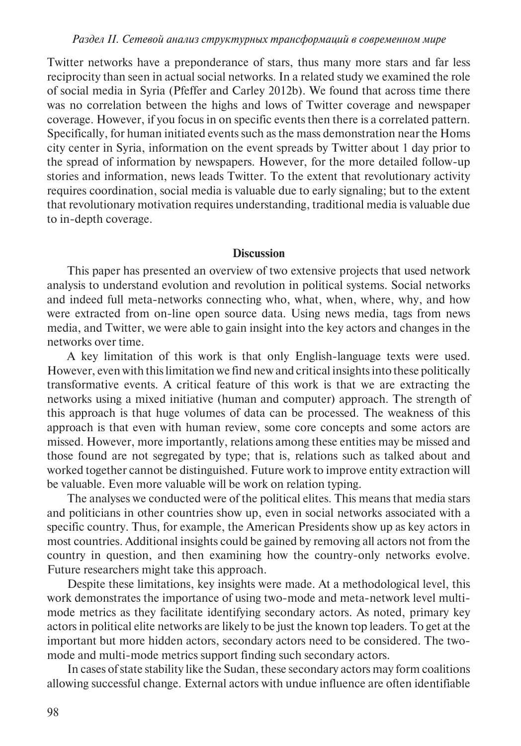Twitter networks have a preponderance of stars, thus many more stars and far less reciprocity than seen in actual social networks. In a related study we examined the role of social media in Syria (Pfeffer and Carley 2012b). We found that across time there was no correlation between the highs and lows of Twitter coverage and newspaper coverage. However, if you focus in on specific events then there is a correlated pattern. Specifically, for human initiated events such as the mass demonstration near the Homs city center in Syria, information on the event spreads by Twitter about 1 day prior to the spread of information by newspapers. However, for the more detailed follow-up stories and information, news leads Twitter. To the extent that revolutionary activity requires coordination, social media is valuable due to early signaling; but to the extent that revolutionary motivation requires understanding, traditional media is valuable due to in-depth coverage.

## Discussion

This paper has presented an overview of two extensive projects that used network analysis to understand evolution and revolution in political systems. Social networks and indeed full meta-networks connecting who, what, when, where, why, and how were extracted from on-line open source data. Using news media, tags from news media, and Twitter, we were able to gain insight into the key actors and changes in the networks over time.

A key limitation of this work is that only English-language texts were used. However, even with this limitation we find new and critical insights into these politically transformative events. A critical feature of this work is that we are extracting the networks using a mixed initiative (human and computer) approach. The strength of this approach is that huge volumes of data can be processed. The weakness of this approach is that even with human review, some core concepts and some actors are missed. However, more importantly, relations among these entities may be missed and those found are not segregated by type; that is, relations such as talked about and worked together cannot be distinguished. Future work to improve entity extraction will be valuable. Even more valuable will be work on relation typing.

The analyses we conducted were of the political elites. This means that media stars and politicians in other countries show up, even in social networks associated with a specific country. Thus, for example, the American Presidents show up as key actors in most countries. Additional insights could be gained by removing all actors not from the country in question, and then examining how the country-only networks evolve. Future researchers might take this approach.

Despite these limitations, key insights were made. At a methodological level, this work demonstrates the importance of using two-mode and meta-network level multi-mode metrics as they facilitate identifying secondary actors. As noted, primary key actors in political elite networks are likely to be just the known top leaders. To get at the important but more hidden actors, secondary actors need to be considered. The two-mode and multi-mode metrics support finding such secondary actors.

In cases of state stability like the Sudan, these secondary actors may form coalitions allowing successful change. External actors with undue influence are often identifiable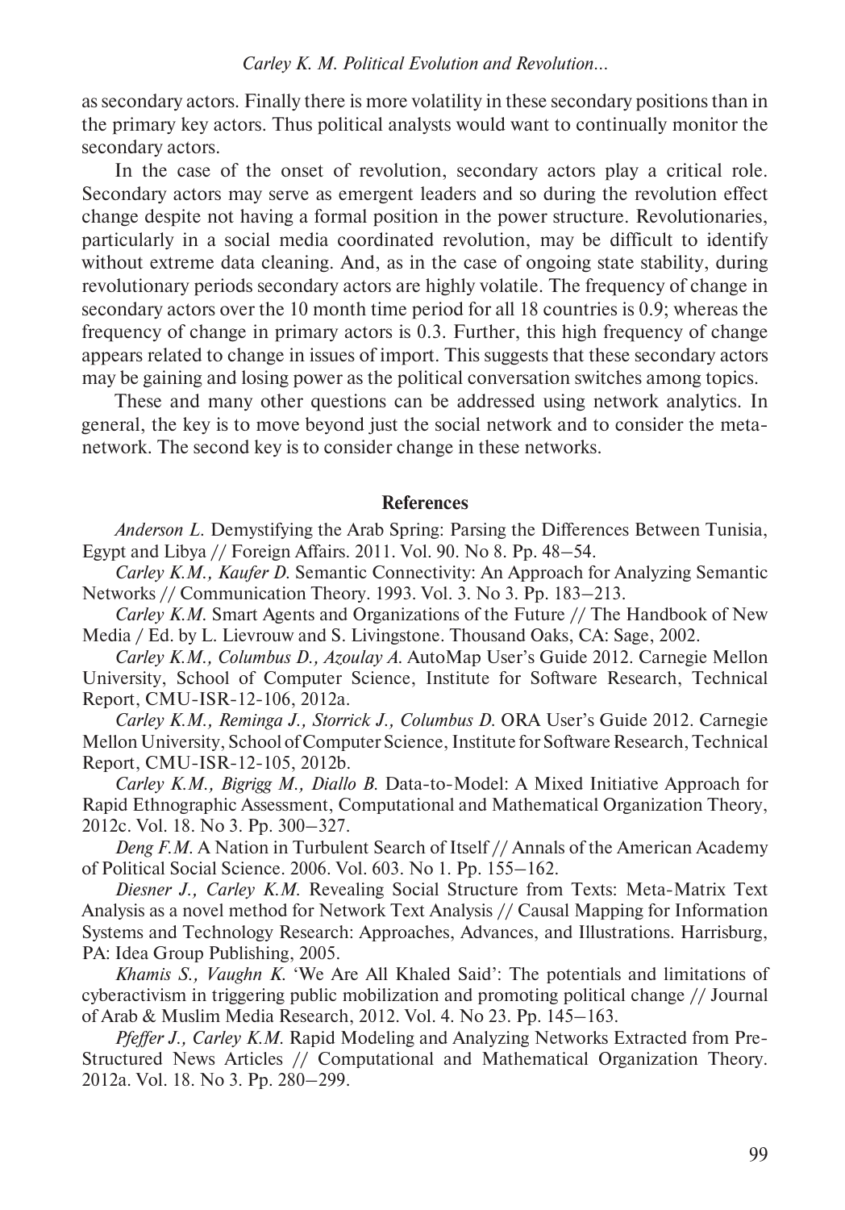as secondary actors. Finally there is more volatility in these secondary positions than in the primary key actors. Thus political analysts would want to continually monitor the secondary actors.

In the case of the onset of revolution, secondary actors play a critical role. Secondary actors may serve as emergent leaders and so during the revolution effect change despite not having a formal position in the power structure. Revolutionaries, particularly in a social media coordinated revolution, may be difficult to identify without extreme data cleaning. And, as in the case of ongoing state stability, during revolutionary periods secondary actors are highly volatile. The frequency of change in secondary actors over the 10 month time period for all 18 countries is 0.9; whereas the frequency of change in primary actors is 0.3. Further, this high frequency of change appears related to change in issues of import. This suggests that these secondary actors may be gaining and losing power as the political conversation switches among topics.

These and many other questions can be addressed using network analytics. In general, the key is to move beyond just the social network and to consider the meta-network. The second key is to consider change in these networks.

## References

*Anderson L.* Demystifying the Arab Spring: Parsing the Differences Between Tunisia, Egypt and Libya // Foreign Affairs. 2011. Vol. 90. No 8. Pp. 48–54.

*Carley K.M., Kaufer D.* Semantic Connectivity: An Approach for Analyzing Semantic Networks // Communication Theory. 1993. Vol. 3. No 3. Pp. 183–213.

*Carley K.M.* Smart Agents and Organizations of the Future // The Handbook of New Media / Ed. by L. Lievrouw and S. Livingstone. Thousand Oaks, CA: Sage, 2002.

*Carley K.M., Columbus D., Azoulay A.* AutoMap User's Guide 2012. Carnegie Mellon University, School of Computer Science, Institute for Software Research, Technical Report, CMU-ISR-12-106, 2012a.

*Carley K.M., Reminga J., Storrick J., Columbus D.* ORA User's Guide 2012. Carnegie Mellon University, School of Computer Science, Institute for Software Research, Technical Report, CMU-ISR-12-105, 2012b.

*Carley K.M., Bigrigg M., Diallo B.* Data-to-Model: A Mixed Initiative Approach for Rapid Ethnographic Assessment, Computational and Mathematical Organization Theory, 2012c. Vol. 18. No 3. Pp. 300–327.

*Deng F.M.* A Nation in Turbulent Search of Itself // Annals of the American Academy of Political Social Science. 2006. Vol. 603. No 1. Pp. 155–162.

*Diesner J., Carley K.M.* Revealing Social Structure from Texts: Meta-Matrix Text Analysis as a novel method for Network Text Analysis // Causal Mapping for Information Systems and Technology Research: Approaches, Advances, and Illustrations. Harrisburg, PA: Idea Group Publishing, 2005.

*Khamis S., Vaughn K.* 'We Are All Khaled Said': The potentials and limitations of cyberactivism in triggering public mobilization and promoting political change // Journal of Arab & Muslim Media Research, 2012. Vol. 4. No 23. Pp. 145–163.

*Pfeffer J., Carley K.M.* Rapid Modeling and Analyzing Networks Extracted from Pre-Structured News Articles // Computational and Mathematical Organization Theory. 2012a. Vol. 18. No 3. Pp. 280–299.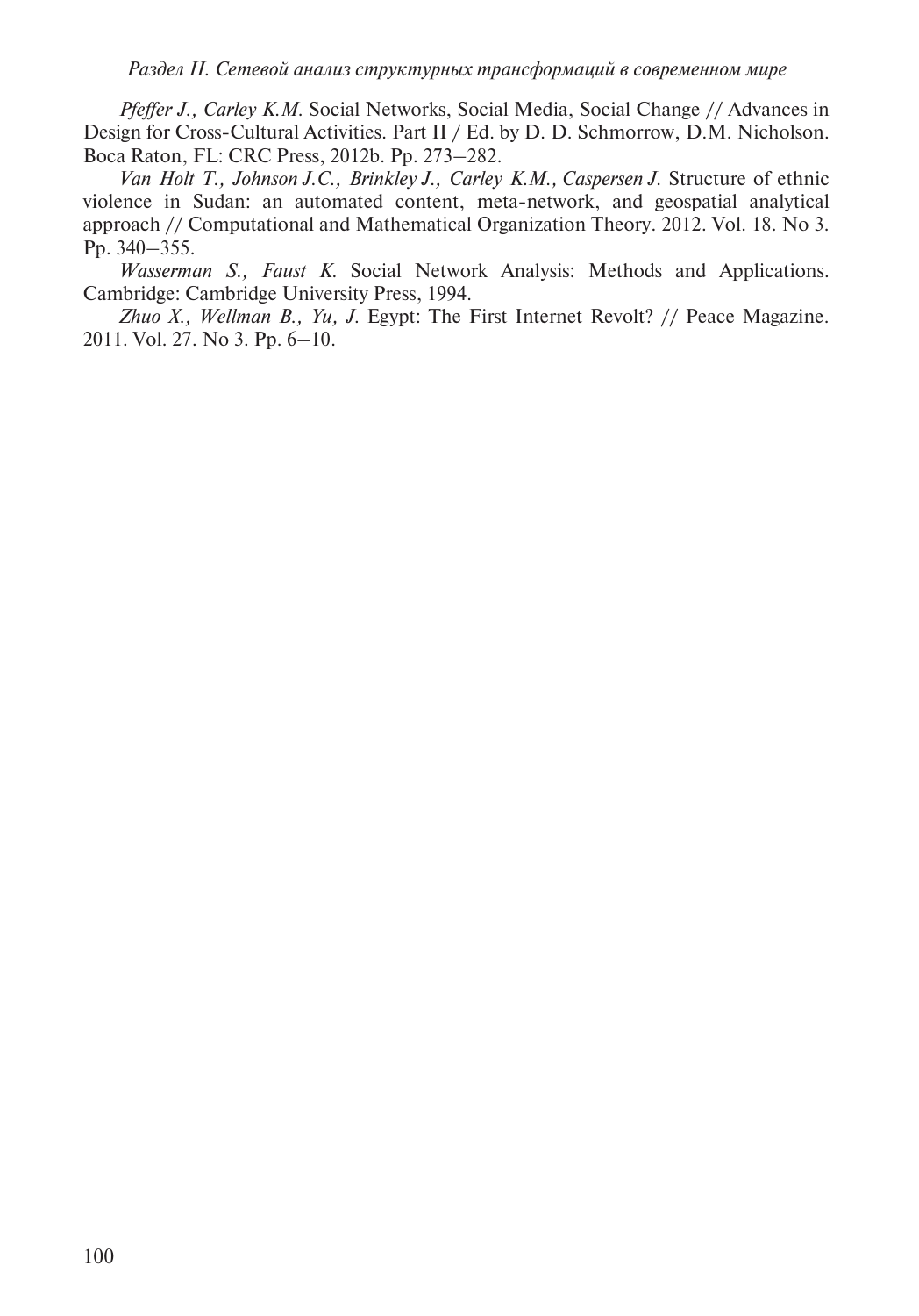*Pfeffer J., Carley K.M.* Social Networks, Social Media, Social Change // Advances in Design for Cross-Cultural Activities. Part II / Ed. by D. D. Schmorrow, D.M. Nicholson. Boca Raton, FL: CRC Press, 2012b. Pp. 273–282.

*Van Holt T., Johnson J.C., Brinkley J., Carley K.M., Caspersen J.* Structure of ethnic violence in Sudan: an automated content, meta-network, and geospatial analytical approach // Computational and Mathematical Organization Theory. 2012. Vol. 18. No 3. Pp. 340–355.

*Wasserman S., Faust K.* Social Network Analysis: Methods and Applications. Cambridge: Cambridge University Press, 1994.

*Zhuo X., Wellman B., Yu, J.* Egypt: The First Internet Revolt? // Peace Magazine. 2011. Vol. 27. No 3. Pp. 6–10.